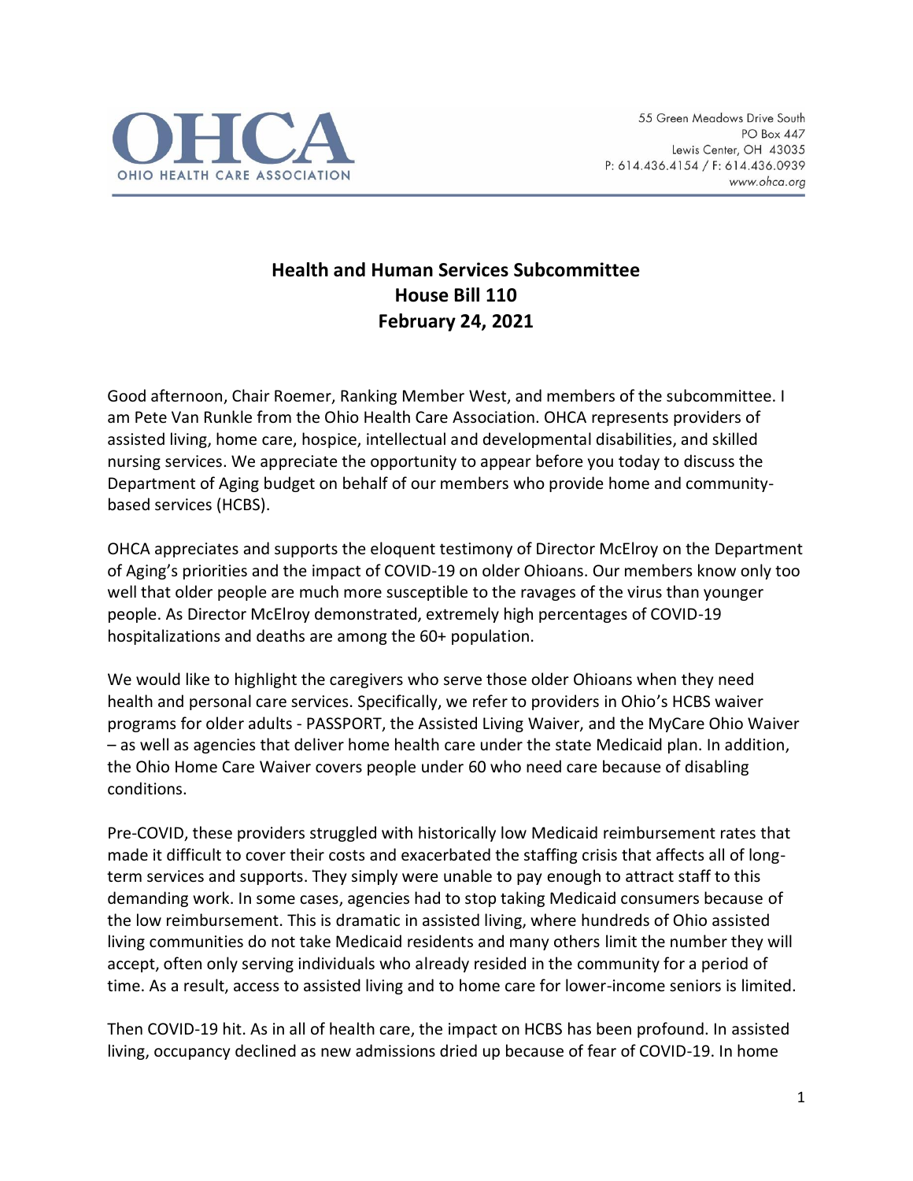OHCA
OHIO HEALTH CARE ASSOCIATION

55 Green Meadows Drive South
PO Box 447
Lewis Center, OH 43035
P: 614.436.4154 / F: 614.436.0939
www.ohca.org

**Health and Human Services Subcommittee**
**House Bill 110**
**February 24, 2021**

Good afternoon, Chair Roemer, Ranking Member West, and members of the subcommittee. I am Pete Van Runkle from the Ohio Health Care Association. OHCA represents providers of assisted living, home care, hospice, intellectual and developmental disabilities, and skilled nursing services. We appreciate the opportunity to appear before you today to discuss the Department of Aging budget on behalf of our members who provide home and community-based services (HCBS).

OHCA appreciates and supports the eloquent testimony of Director McElroy on the Department of Aging's priorities and the impact of COVID-19 on older Ohioans. Our members know only too well that older people are much more susceptible to the ravages of the virus than younger people. As Director McElroy demonstrated, extremely high percentages of COVID-19 hospitalizations and deaths are among the 60+ population.

We would like to highlight the caregivers who serve those older Ohioans when they need health and personal care services. Specifically, we refer to providers in Ohio's HCBS waiver programs for older adults - PASSPORT, the Assisted Living Waiver, and the MyCare Ohio Waiver – as well as agencies that deliver home health care under the state Medicaid plan. In addition, the Ohio Home Care Waiver covers people under 60 who need care because of disabling conditions.

Pre-COVID, these providers struggled with historically low Medicaid reimbursement rates that made it difficult to cover their costs and exacerbated the staffing crisis that affects all of long-term services and supports. They simply were unable to pay enough to attract staff to this demanding work. In some cases, agencies had to stop taking Medicaid consumers because of the low reimbursement. This is dramatic in assisted living, where hundreds of Ohio assisted living communities do not take Medicaid residents and many others limit the number they will accept, often only serving individuals who already resided in the community for a period of time. As a result, access to assisted living and to home care for lower-income seniors is limited.

Then COVID-19 hit. As in all of health care, the impact on HCBS has been profound. In assisted living, occupancy declined as new admissions dried up because of fear of COVID-19. In home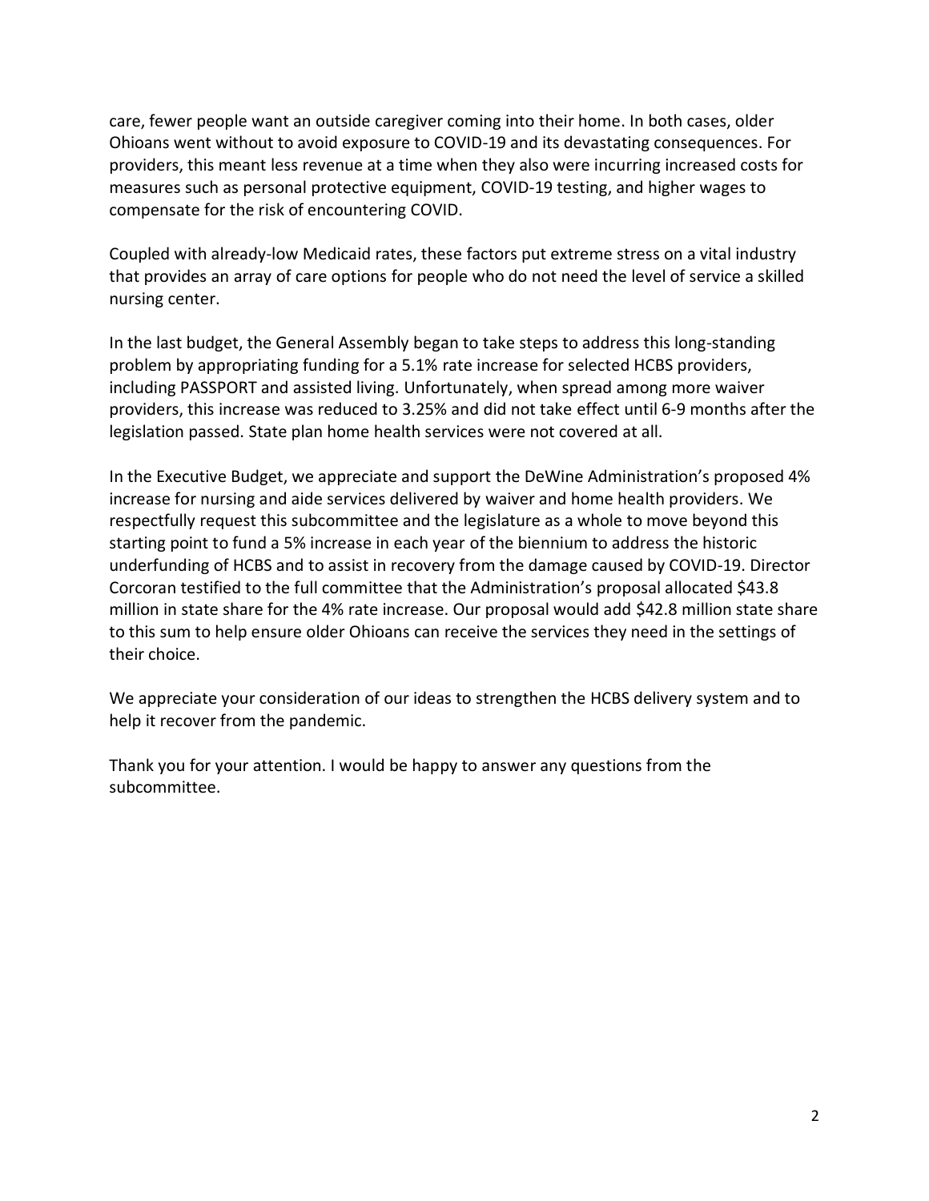care, fewer people want an outside caregiver coming into their home. In both cases, older Ohioans went without to avoid exposure to COVID-19 and its devastating consequences. For providers, this meant less revenue at a time when they also were incurring increased costs for measures such as personal protective equipment, COVID-19 testing, and higher wages to compensate for the risk of encountering COVID.

Coupled with already-low Medicaid rates, these factors put extreme stress on a vital industry that provides an array of care options for people who do not need the level of service a skilled nursing center.

In the last budget, the General Assembly began to take steps to address this long-standing problem by appropriating funding for a 5.1% rate increase for selected HCBS providers, including PASSPORT and assisted living. Unfortunately, when spread among more waiver providers, this increase was reduced to 3.25% and did not take effect until 6-9 months after the legislation passed. State plan home health services were not covered at all.

In the Executive Budget, we appreciate and support the DeWine Administration's proposed 4% increase for nursing and aide services delivered by waiver and home health providers. We respectfully request this subcommittee and the legislature as a whole to move beyond this starting point to fund a 5% increase in each year of the biennium to address the historic underfunding of HCBS and to assist in recovery from the damage caused by COVID-19. Director Corcoran testified to the full committee that the Administration's proposal allocated $43.8 million in state share for the 4% rate increase. Our proposal would add $42.8 million state share to this sum to help ensure older Ohioans can receive the services they need in the settings of their choice.

We appreciate your consideration of our ideas to strengthen the HCBS delivery system and to help it recover from the pandemic.

Thank you for your attention. I would be happy to answer any questions from the subcommittee.